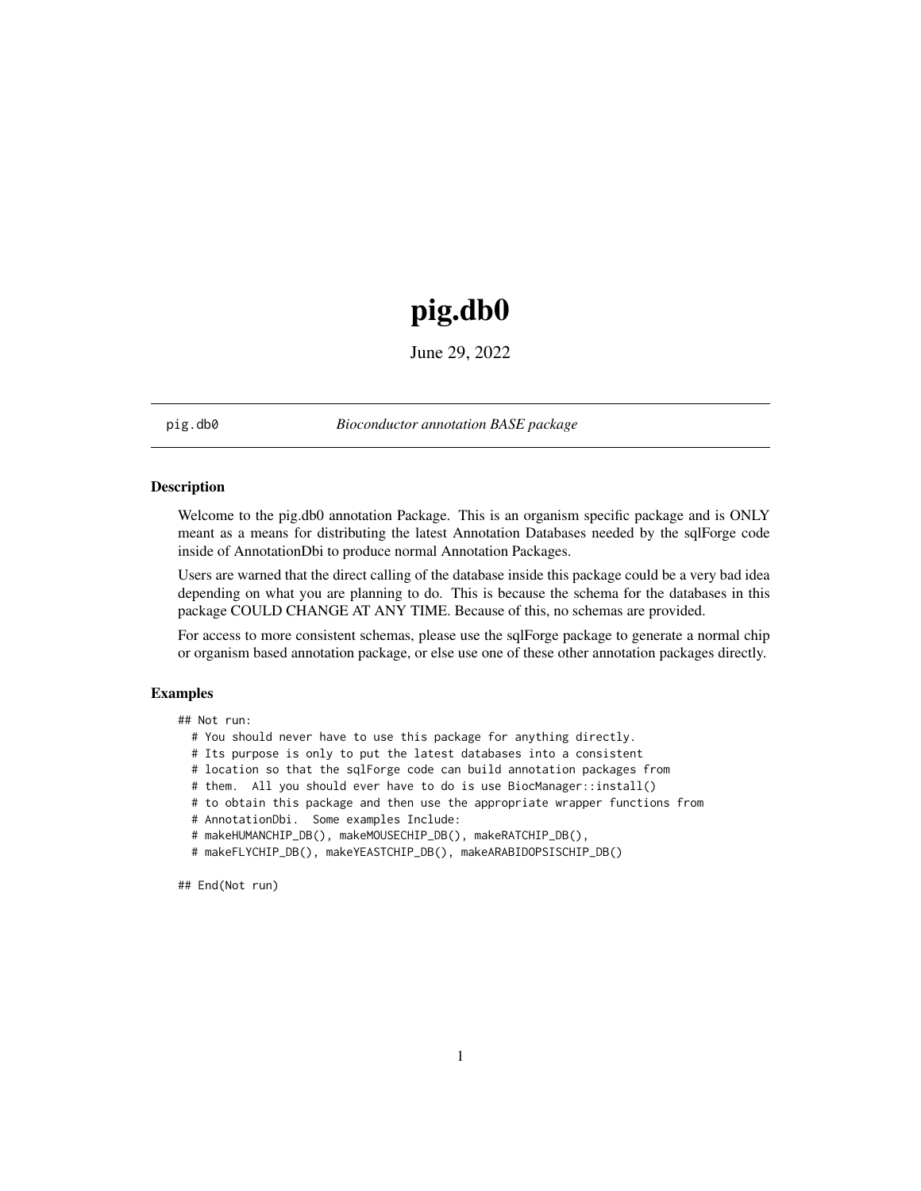# pig.db0

June 29, 2022

---

pig.db0 *Bioconductor annotation BASE package*

---

### Description

Welcome to the pig.db0 annotation Package. This is an organism specific package and is ONLY meant as a means for distributing the latest Annotation Databases needed by the sqlForge code inside of AnnotationDbi to produce normal Annotation Packages.

Users are warned that the direct calling of the database inside this package could be a very bad idea depending on what you are planning to do. This is because the schema for the databases in this package COULD CHANGE AT ANY TIME. Because of this, no schemas are provided.

For access to more consistent schemas, please use the sqlForge package to generate a normal chip or organism based annotation package, or else use one of these other annotation packages directly.

### Examples

```
## Not run:
  # You should never have to use this package for anything directly.
  # Its purpose is only to put the latest databases into a consistent
  # location so that the sqlForge code can build annotation packages from
  # them.  All you should ever have to do is use BiocManager::install()
  # to obtain this package and then use the appropriate wrapper functions from
  # AnnotationDbi.  Some examples Include:
  # makeHUMANCHIP_DB(), makeMOUSECHIP_DB(), makeRATCHIP_DB(),
  # makeFLYCHIP_DB(), makeYEASTCHIP_DB(), makeARABIDOPSISCHIP_DB()

## End(Not run)
```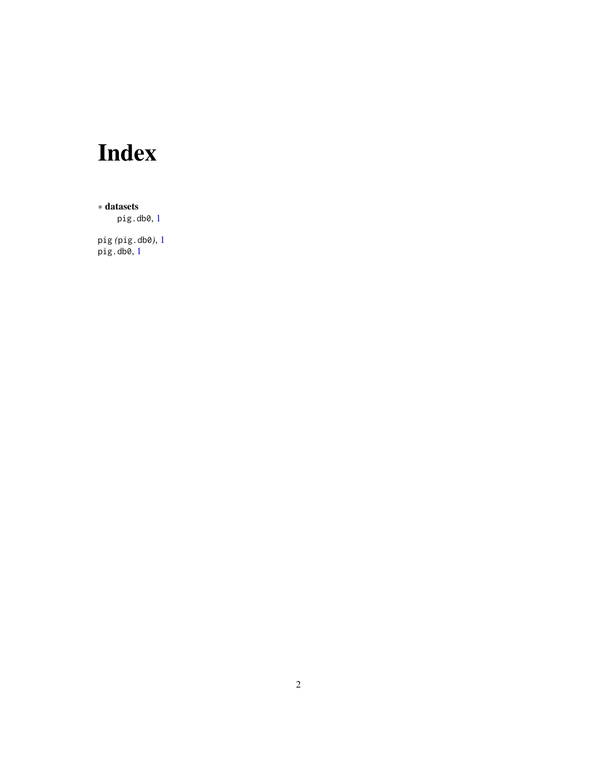# Index

∗ **datasets**
    pig.db0, 1

pig *(*pig.db0*)*, 1
pig.db0, 1